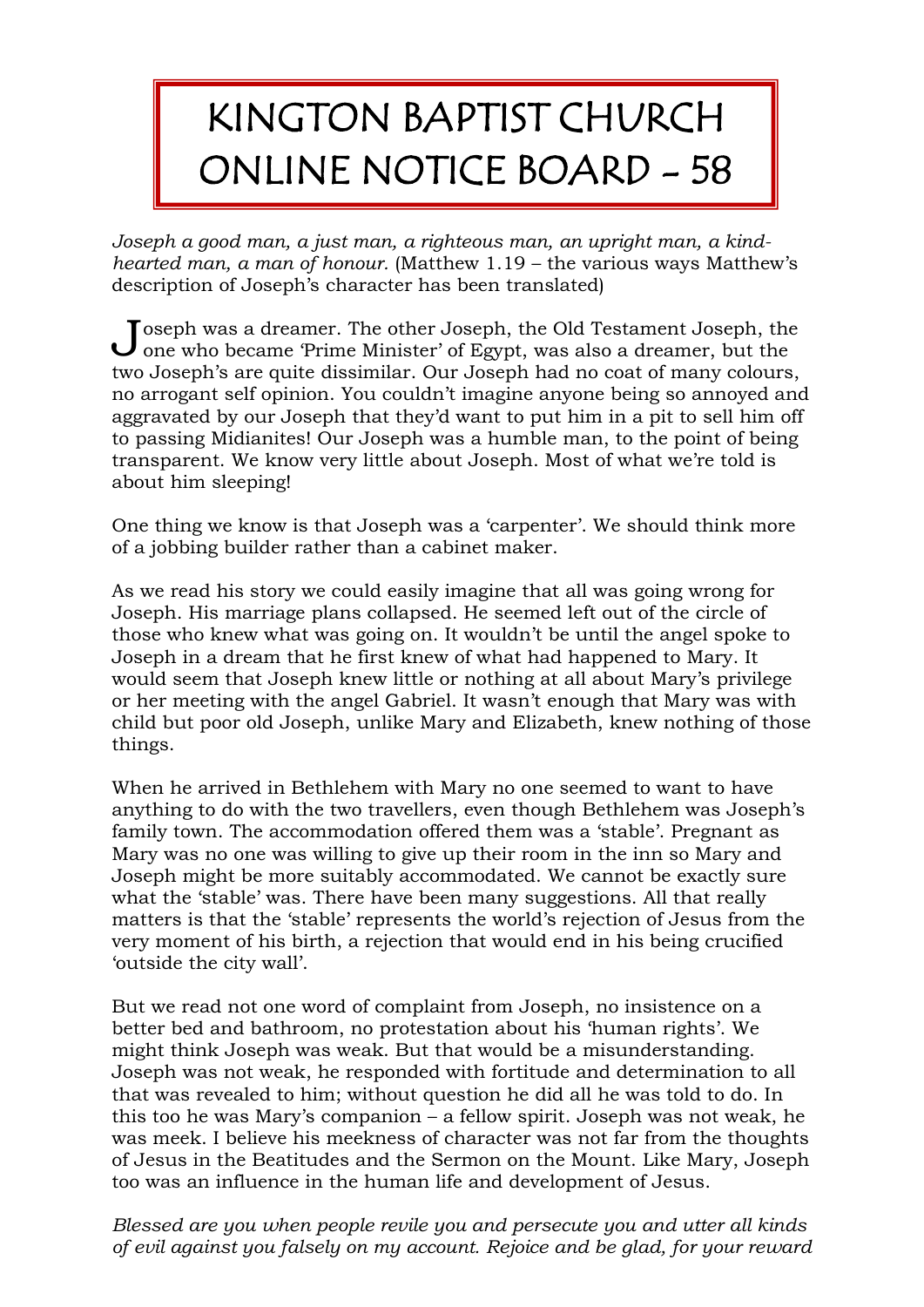# KINGTON BAPTIST CHURCH ONLINE NOTICE BOARD - 58

*Joseph a good man, a just man, a righteous man, an upright man, a kind-hearted man, a man of honour.* (Matthew 1.19 – the various ways Matthew's description of Joseph's character has been translated)

Joseph was a dreamer. The other Joseph, the Old Testament Joseph, the one who became 'Prime Minister' of Egypt, was also a dreamer, but the two Joseph's are quite dissimilar. Our Joseph had no coat of many colours, no arrogant self opinion. You couldn't imagine anyone being so annoyed and aggravated by our Joseph that they'd want to put him in a pit to sell him off to passing Midianites! Our Joseph was a humble man, to the point of being transparent. We know very little about Joseph. Most of what we're told is about him sleeping!

One thing we know is that Joseph was a 'carpenter'. We should think more of a jobbing builder rather than a cabinet maker.

As we read his story we could easily imagine that all was going wrong for Joseph. His marriage plans collapsed. He seemed left out of the circle of those who knew what was going on. It wouldn't be until the angel spoke to Joseph in a dream that he first knew of what had happened to Mary. It would seem that Joseph knew little or nothing at all about Mary's privilege or her meeting with the angel Gabriel. It wasn't enough that Mary was with child but poor old Joseph, unlike Mary and Elizabeth, knew nothing of those things.

When he arrived in Bethlehem with Mary no one seemed to want to have anything to do with the two travellers, even though Bethlehem was Joseph's family town. The accommodation offered them was a 'stable'. Pregnant as Mary was no one was willing to give up their room in the inn so Mary and Joseph might be more suitably accommodated. We cannot be exactly sure what the 'stable' was. There have been many suggestions. All that really matters is that the 'stable' represents the world's rejection of Jesus from the very moment of his birth, a rejection that would end in his being crucified 'outside the city wall'.

But we read not one word of complaint from Joseph, no insistence on a better bed and bathroom, no protestation about his 'human rights'. We might think Joseph was weak. But that would be a misunderstanding. Joseph was not weak, he responded with fortitude and determination to all that was revealed to him; without question he did all he was told to do. In this too he was Mary's companion – a fellow spirit. Joseph was not weak, he was meek. I believe his meekness of character was not far from the thoughts of Jesus in the Beatitudes and the Sermon on the Mount. Like Mary, Joseph too was an influence in the human life and development of Jesus.

*Blessed are you when people revile you and persecute you and utter all kinds of evil against you falsely on my account. Rejoice and be glad, for your reward*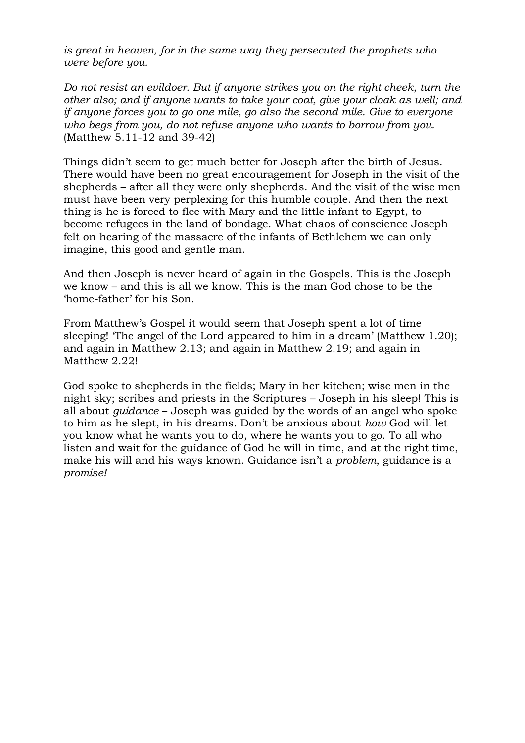*is great in heaven, for in the same way they persecuted the prophets who were before you.*

*Do not resist an evildoer. But if anyone strikes you on the right cheek, turn the other also; and if anyone wants to take your coat, give your cloak as well; and if anyone forces you to go one mile, go also the second mile. Give to everyone who begs from you, do not refuse anyone who wants to borrow from you.* (Matthew 5.11-12 and 39-42)

Things didn't seem to get much better for Joseph after the birth of Jesus. There would have been no great encouragement for Joseph in the visit of the shepherds – after all they were only shepherds. And the visit of the wise men must have been very perplexing for this humble couple. And then the next thing is he is forced to flee with Mary and the little infant to Egypt, to become refugees in the land of bondage. What chaos of conscience Joseph felt on hearing of the massacre of the infants of Bethlehem we can only imagine, this good and gentle man.

And then Joseph is never heard of again in the Gospels. This is the Joseph we know – and this is all we know. This is the man God chose to be the 'home-father' for his Son.

From Matthew's Gospel it would seem that Joseph spent a lot of time sleeping! 'The angel of the Lord appeared to him in a dream' (Matthew 1.20); and again in Matthew 2.13; and again in Matthew 2.19; and again in Matthew 2.22!

God spoke to shepherds in the fields; Mary in her kitchen; wise men in the night sky; scribes and priests in the Scriptures – Joseph in his sleep! This is all about *guidance* – Joseph was guided by the words of an angel who spoke to him as he slept, in his dreams. Don't be anxious about *how* God will let you know what he wants you to do, where he wants you to go. To all who listen and wait for the guidance of God he will in time, and at the right time, make his will and his ways known. Guidance isn't a *problem*, guidance is a *promise!*